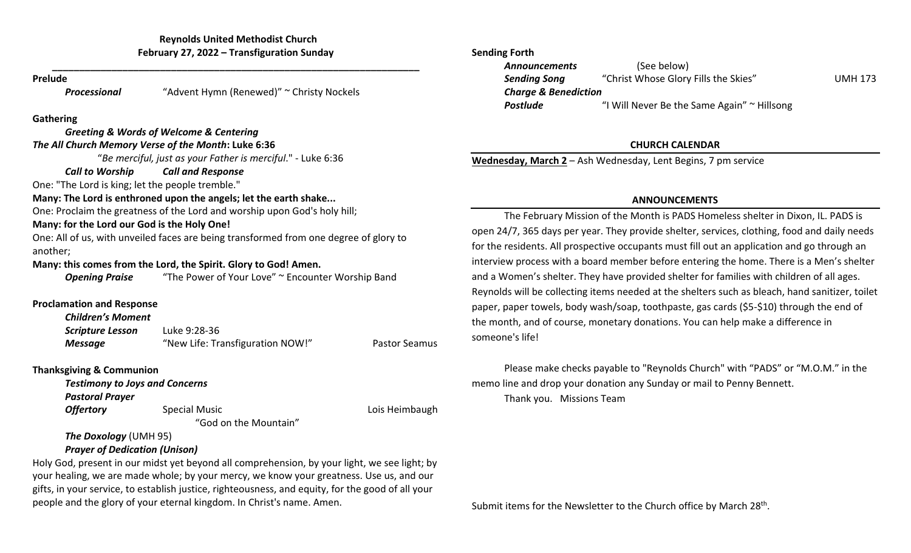**Reynolds United Methodist Church**
**February 27, 2022 – Transfiguration Sunday**

---

**Prelude**

*Processional* — "Advent Hymn (Renewed)" ~ Christy Nockels

**Gathering**

***Greeting & Words of Welcome & Centering***

***The All Church Memory Verse of the Month*: Luke 6:36**

"*Be merciful, just as your Father is merciful*." - Luke 6:36

***Call to Worship*** ***Call and Response***

One: "The Lord is king; let the people tremble."

**Many: The Lord is enthroned upon the angels; let the earth shake...**

One: Proclaim the greatness of the Lord and worship upon God's holy hill;

**Many: for the Lord our God is the Holy One!**

One: All of us, with unveiled faces are being transformed from one degree of glory to another;

**Many: this comes from the Lord, the Spirit. Glory to God! Amen.**

***Opening Praise*** — "The Power of Your Love" ~ Encounter Worship Band

**Proclamation and Response**

***Children's Moment***

***Scripture Lesson*** — Luke 9:28-36

***Message*** — "New Life: Transfiguration NOW!" — Pastor Seamus

**Thanksgiving & Communion**

***Testimony to Joys and Concerns***

***Pastoral Prayer***

***Offertory*** — Special Music — Lois Heimbaugh
"God on the Mountain"

***The Doxology*** (UMH 95)

***Prayer of Dedication (Unison)***

Holy God, present in our midst yet beyond all comprehension, by your light, we see light; by your healing, we are made whole; by your mercy, we know your greatness. Use us, and our gifts, in your service, to establish justice, righteousness, and equity, for the good of all your people and the glory of your eternal kingdom. In Christ's name. Amen.

**Sending Forth**

***Announcements*** — (See below)

***Sending Song*** — "Christ Whose Glory Fills the Skies" — UMH 173

***Charge & Benediction***

***Postlude*** — "I Will Never Be the Same Again" ~ Hillsong

**CHURCH CALENDAR**

**Wednesday, March 2** – Ash Wednesday, Lent Begins, 7 pm service

**ANNOUNCEMENTS**

The February Mission of the Month is PADS Homeless shelter in Dixon, IL. PADS is open 24/7, 365 days per year. They provide shelter, services, clothing, food and daily needs for the residents. All prospective occupants must fill out an application and go through an interview process with a board member before entering the home. There is a Men's shelter and a Women's shelter. They have provided shelter for families with children of all ages. Reynolds will be collecting items needed at the shelters such as bleach, hand sanitizer, toilet paper, paper towels, body wash/soap, toothpaste, gas cards ($5-$10) through the end of the month, and of course, monetary donations. You can help make a difference in someone's life!

Please make checks payable to "Reynolds Church" with "PADS" or "M.O.M." in the memo line and drop your donation any Sunday or mail to Penny Bennett.

Thank you. Missions Team

Submit items for the Newsletter to the Church office by March 28th.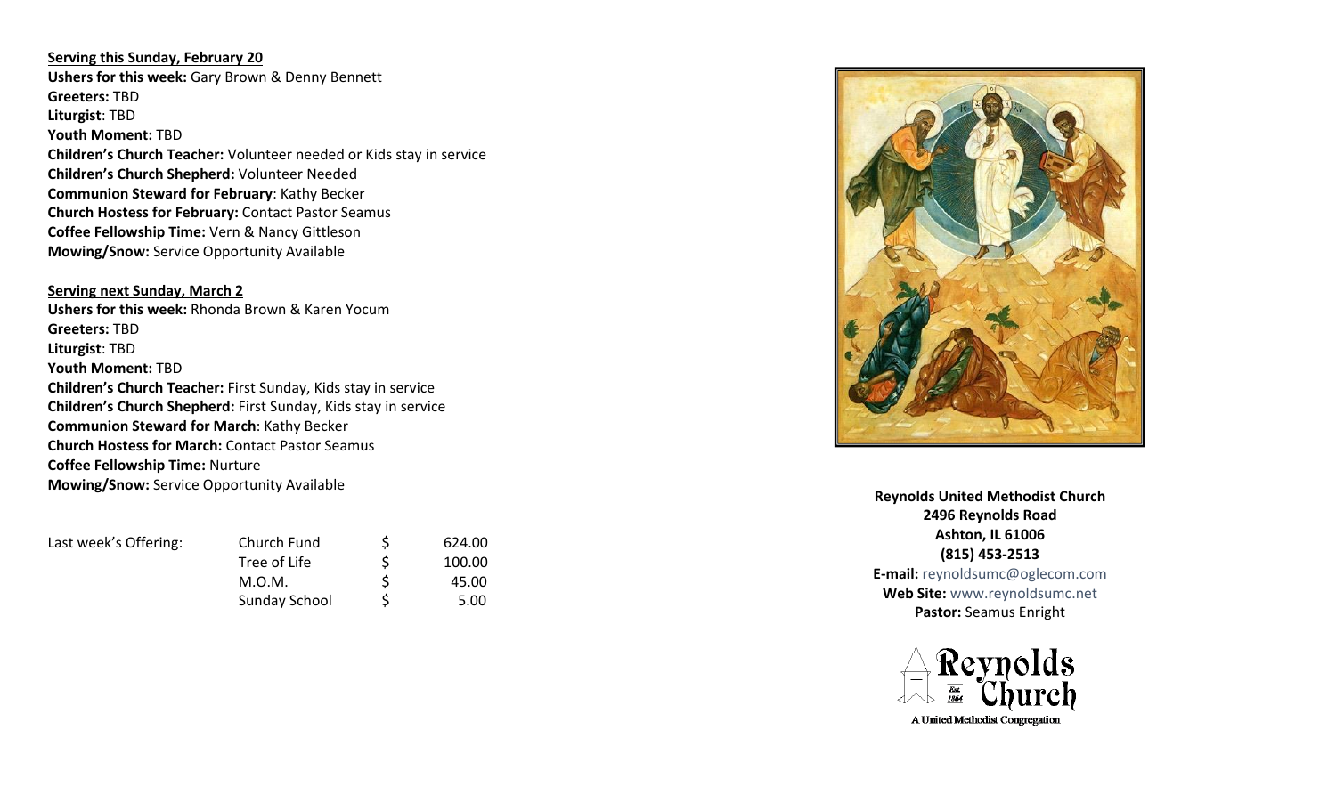**Serving this Sunday, February 20**

**Ushers for this week:** Gary Brown & Denny Bennett
**Greeters:** TBD
**Liturgist**: TBD
**Youth Moment:** TBD
**Children's Church Teacher:** Volunteer needed or Kids stay in service
**Children's Church Shepherd:** Volunteer Needed
**Communion Steward for February**: Kathy Becker
**Church Hostess for February:** Contact Pastor Seamus
**Coffee Fellowship Time:** Vern & Nancy Gittleson
**Mowing/Snow:** Service Opportunity Available

**Serving next Sunday, March 2**

**Ushers for this week:** Rhonda Brown & Karen Yocum
**Greeters:** TBD
**Liturgist**: TBD
**Youth Moment:** TBD
**Children's Church Teacher:** First Sunday, Kids stay in service
**Children's Church Shepherd:** First Sunday, Kids stay in service
**Communion Steward for March**: Kathy Becker
**Church Hostess for March:** Contact Pastor Seamus
**Coffee Fellowship Time:** Nurture
**Mowing/Snow:** Service Opportunity Available

| | | | |
|---|---|---|---|
| Last week's Offering: | Church Fund | $ | 624.00 |
| | Tree of Life | $ | 100.00 |
| | M.O.M. | $ | 45.00 |
| | Sunday School | $ | 5.00 |

**Reynolds United Methodist Church**
**2496 Reynolds Road**
**Ashton, IL 61006**
**(815) 453-2513**
**E-mail:** reynoldsumc@oglecom.com
**Web Site:** www.reynoldsumc.net
**Pastor:** Seamus Enright

Reynolds Church
Est. 1864
A United Methodist Congregation